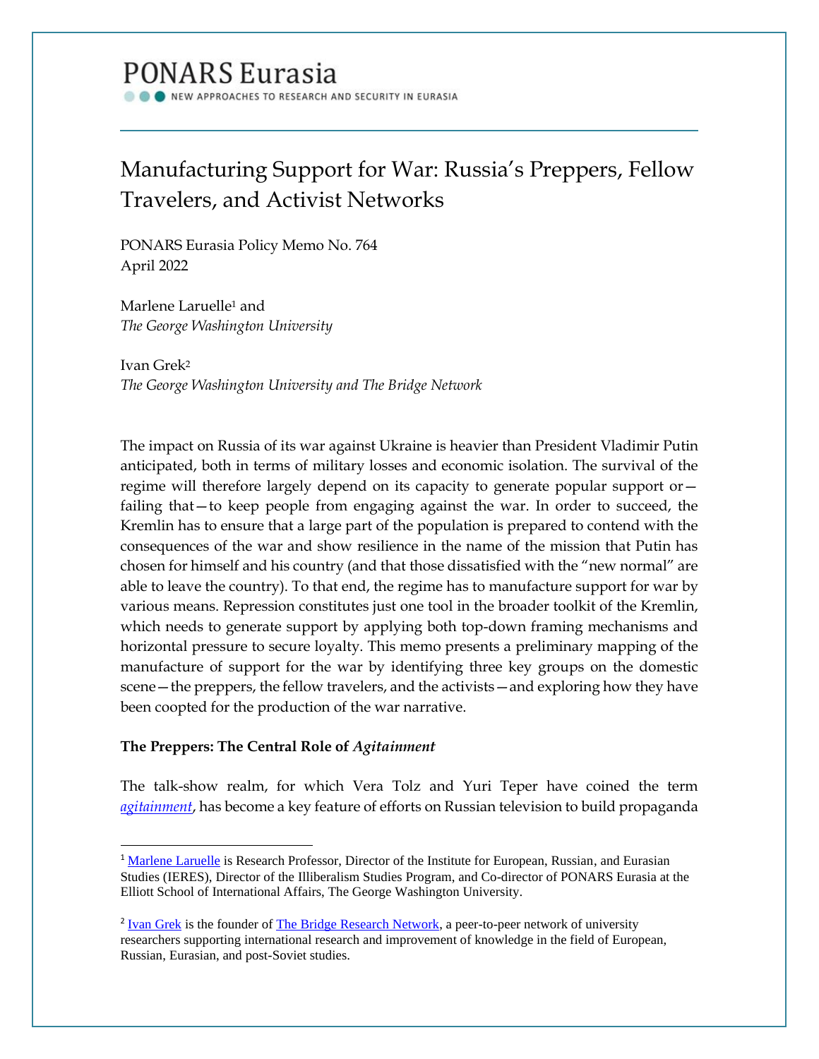PONARS Eurasia

NEW APPROACHES TO RESEARCH AND SECURITY IN EURASIA

# Manufacturing Support for War: Russia's Preppers, Fellow Travelers, and Activist Networks

PONARS Eurasia Policy Memo No. 764
April 2022

Marlene Laruelle[1] and
*The George Washington University*

Ivan Grek[2]
*The George Washington University and The Bridge Network*

The impact on Russia of its war against Ukraine is heavier than President Vladimir Putin anticipated, both in terms of military losses and economic isolation. The survival of the regime will therefore largely depend on its capacity to generate popular support or—failing that—to keep people from engaging against the war. In order to succeed, the Kremlin has to ensure that a large part of the population is prepared to contend with the consequences of the war and show resilience in the name of the mission that Putin has chosen for himself and his country (and that those dissatisfied with the "new normal" are able to leave the country). To that end, the regime has to manufacture support for war by various means. Repression constitutes just one tool in the broader toolkit of the Kremlin, which needs to generate support by applying both top-down framing mechanisms and horizontal pressure to secure loyalty. This memo presents a preliminary mapping of the manufacture of support for the war by identifying three key groups on the domestic scene—the preppers, the fellow travelers, and the activists—and exploring how they have been coopted for the production of the war narrative.

**The Preppers: The Central Role of *Agitainment***

The talk-show realm, for which Vera Tolz and Yuri Teper have coined the term *agitainment*, has become a key feature of efforts on Russian television to build propaganda

---

[1] Marlene Laruelle is Research Professor, Director of the Institute for European, Russian, and Eurasian Studies (IERES), Director of the Illiberalism Studies Program, and Co-director of PONARS Eurasia at the Elliott School of International Affairs, The George Washington University.

[2] Ivan Grek is the founder of The Bridge Research Network, a peer-to-peer network of university researchers supporting international research and improvement of knowledge in the field of European, Russian, Eurasian, and post-Soviet studies.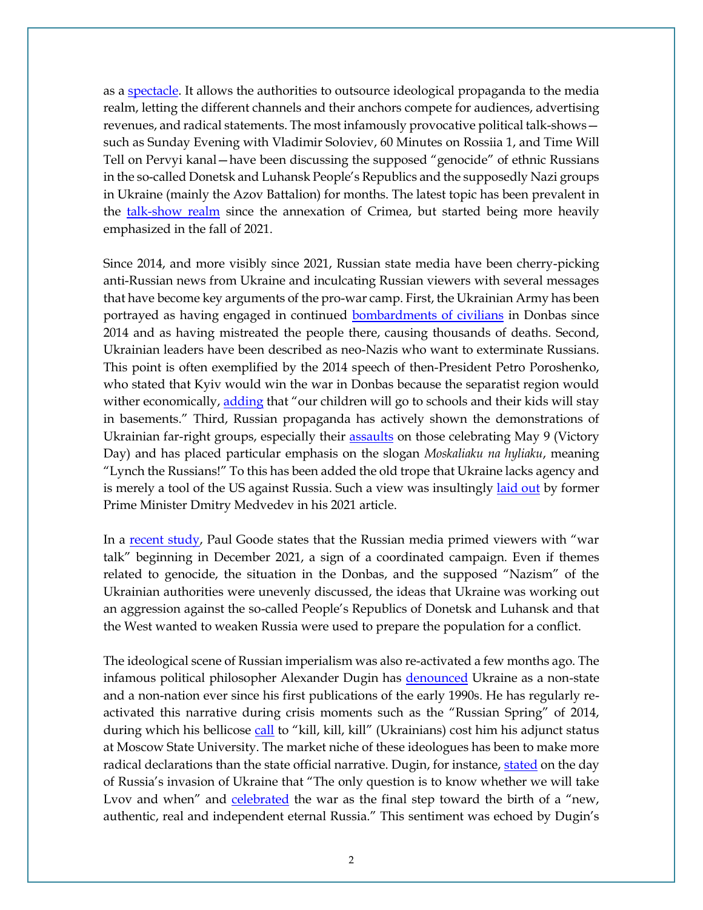as a spectacle. It allows the authorities to outsource ideological propaganda to the media realm, letting the different channels and their anchors compete for audiences, advertising revenues, and radical statements. The most infamously provocative political talk-shows—such as Sunday Evening with Vladimir Soloviev, 60 Minutes on Rossiia 1, and Time Will Tell on Pervyi kanal—have been discussing the supposed "genocide" of ethnic Russians in the so-called Donetsk and Luhansk People's Republics and the supposedly Nazi groups in Ukraine (mainly the Azov Battalion) for months. The latest topic has been prevalent in the talk-show realm since the annexation of Crimea, but started being more heavily emphasized in the fall of 2021.

Since 2014, and more visibly since 2021, Russian state media have been cherry-picking anti-Russian news from Ukraine and inculcating Russian viewers with several messages that have become key arguments of the pro-war camp. First, the Ukrainian Army has been portrayed as having engaged in continued bombardments of civilians in Donbas since 2014 and as having mistreated the people there, causing thousands of deaths. Second, Ukrainian leaders have been described as neo-Nazis who want to exterminate Russians. This point is often exemplified by the 2014 speech of then-President Petro Poroshenko, who stated that Kyiv would win the war in Donbas because the separatist region would wither economically, adding that "our children will go to schools and their kids will stay in basements." Third, Russian propaganda has actively shown the demonstrations of Ukrainian far-right groups, especially their assaults on those celebrating May 9 (Victory Day) and has placed particular emphasis on the slogan *Moskaliaku na hyliaku*, meaning "Lynch the Russians!" To this has been added the old trope that Ukraine lacks agency and is merely a tool of the US against Russia. Such a view was insultingly laid out by former Prime Minister Dmitry Medvedev in his 2021 article.

In a recent study, Paul Goode states that the Russian media primed viewers with "war talk" beginning in December 2021, a sign of a coordinated campaign. Even if themes related to genocide, the situation in the Donbas, and the supposed "Nazism" of the Ukrainian authorities were unevenly discussed, the ideas that Ukraine was working out an aggression against the so-called People's Republics of Donetsk and Luhansk and that the West wanted to weaken Russia were used to prepare the population for a conflict.

The ideological scene of Russian imperialism was also re-activated a few months ago. The infamous political philosopher Alexander Dugin has denounced Ukraine as a non-state and a non-nation ever since his first publications of the early 1990s. He has regularly re-activated this narrative during crisis moments such as the "Russian Spring" of 2014, during which his bellicose call to "kill, kill, kill" (Ukrainians) cost him his adjunct status at Moscow State University. The market niche of these ideologues has been to make more radical declarations than the state official narrative. Dugin, for instance, stated on the day of Russia's invasion of Ukraine that "The only question is to know whether we will take Lvov and when" and celebrated the war as the final step toward the birth of a "new, authentic, real and independent eternal Russia." This sentiment was echoed by Dugin's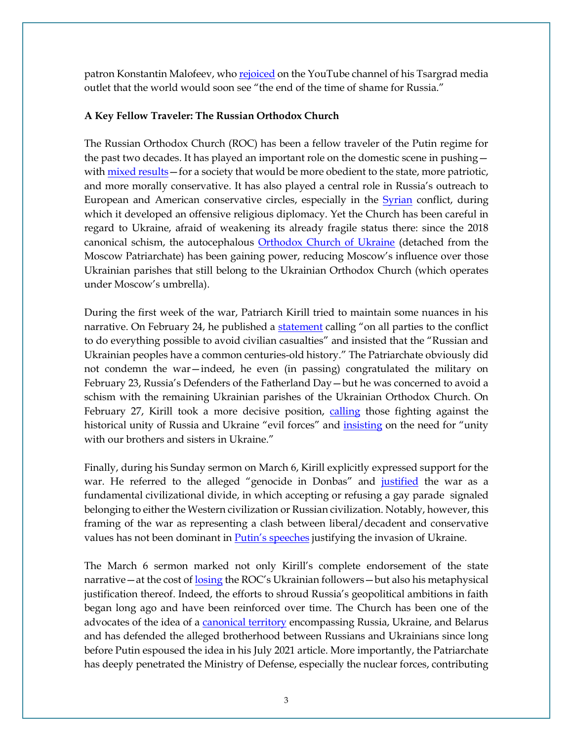patron Konstantin Malofeev, who rejoiced on the YouTube channel of his Tsargrad media outlet that the world would soon see "the end of the time of shame for Russia."

**A Key Fellow Traveler: The Russian Orthodox Church**

The Russian Orthodox Church (ROC) has been a fellow traveler of the Putin regime for the past two decades. It has played an important role on the domestic scene in pushing—with mixed results—for a society that would be more obedient to the state, more patriotic, and more morally conservative. It has also played a central role in Russia's outreach to European and American conservative circles, especially in the Syrian conflict, during which it developed an offensive religious diplomacy. Yet the Church has been careful in regard to Ukraine, afraid of weakening its already fragile status there: since the 2018 canonical schism, the autocephalous Orthodox Church of Ukraine (detached from the Moscow Patriarchate) has been gaining power, reducing Moscow's influence over those Ukrainian parishes that still belong to the Ukrainian Orthodox Church (which operates under Moscow's umbrella).

During the first week of the war, Patriarch Kirill tried to maintain some nuances in his narrative. On February 24, he published a statement calling "on all parties to the conflict to do everything possible to avoid civilian casualties" and insisted that the "Russian and Ukrainian peoples have a common centuries-old history." The Patriarchate obviously did not condemn the war—indeed, he even (in passing) congratulated the military on February 23, Russia's Defenders of the Fatherland Day—but he was concerned to avoid a schism with the remaining Ukrainian parishes of the Ukrainian Orthodox Church. On February 27, Kirill took a more decisive position, calling those fighting against the historical unity of Russia and Ukraine "evil forces" and insisting on the need for "unity with our brothers and sisters in Ukraine."

Finally, during his Sunday sermon on March 6, Kirill explicitly expressed support for the war. He referred to the alleged "genocide in Donbas" and justified the war as a fundamental civilizational divide, in which accepting or refusing a gay parade signaled belonging to either the Western civilization or Russian civilization. Notably, however, this framing of the war as representing a clash between liberal/decadent and conservative values has not been dominant in Putin's speeches justifying the invasion of Ukraine.

The March 6 sermon marked not only Kirill's complete endorsement of the state narrative—at the cost of losing the ROC's Ukrainian followers—but also his metaphysical justification thereof. Indeed, the efforts to shroud Russia's geopolitical ambitions in faith began long ago and have been reinforced over time. The Church has been one of the advocates of the idea of a canonical territory encompassing Russia, Ukraine, and Belarus and has defended the alleged brotherhood between Russians and Ukrainians since long before Putin espoused the idea in his July 2021 article. More importantly, the Patriarchate has deeply penetrated the Ministry of Defense, especially the nuclear forces, contributing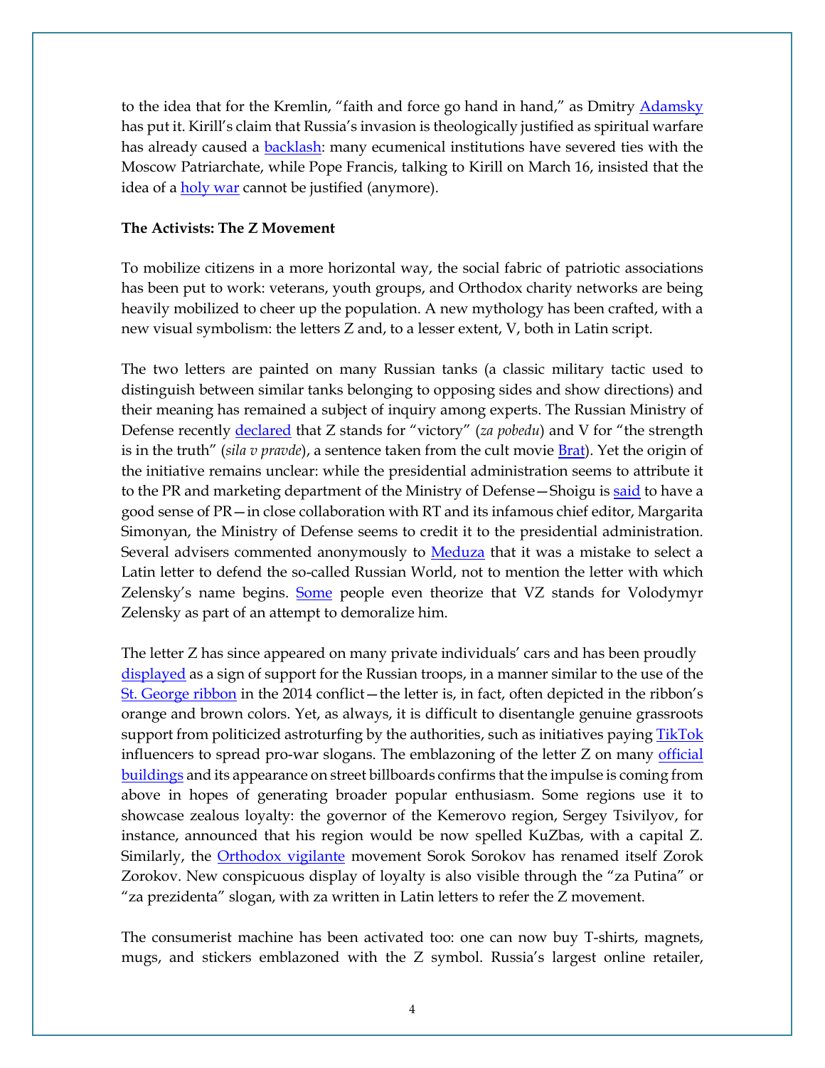to the idea that for the Kremlin, "faith and force go hand in hand," as Dmitry Adamsky has put it. Kirill's claim that Russia's invasion is theologically justified as spiritual warfare has already caused a backlash: many ecumenical institutions have severed ties with the Moscow Patriarchate, while Pope Francis, talking to Kirill on March 16, insisted that the idea of a holy war cannot be justified (anymore).

**The Activists: The Z Movement**

To mobilize citizens in a more horizontal way, the social fabric of patriotic associations has been put to work: veterans, youth groups, and Orthodox charity networks are being heavily mobilized to cheer up the population. A new mythology has been crafted, with a new visual symbolism: the letters Z and, to a lesser extent, V, both in Latin script.

The two letters are painted on many Russian tanks (a classic military tactic used to distinguish between similar tanks belonging to opposing sides and show directions) and their meaning has remained a subject of inquiry among experts. The Russian Ministry of Defense recently declared that Z stands for "victory" (*za pobedu*) and V for "the strength is in the truth" (*sila v pravde*), a sentence taken from the cult movie Brat). Yet the origin of the initiative remains unclear: while the presidential administration seems to attribute it to the PR and marketing department of the Ministry of Defense—Shoigu is said to have a good sense of PR—in close collaboration with RT and its infamous chief editor, Margarita Simonyan, the Ministry of Defense seems to credit it to the presidential administration. Several advisers commented anonymously to Meduza that it was a mistake to select a Latin letter to defend the so-called Russian World, not to mention the letter with which Zelensky's name begins. Some people even theorize that VZ stands for Volodymyr Zelensky as part of an attempt to demoralize him.

The letter Z has since appeared on many private individuals' cars and has been proudly displayed as a sign of support for the Russian troops, in a manner similar to the use of the St. George ribbon in the 2014 conflict—the letter is, in fact, often depicted in the ribbon's orange and brown colors. Yet, as always, it is difficult to disentangle genuine grassroots support from politicized astroturfing by the authorities, such as initiatives paying TikTok influencers to spread pro-war slogans. The emblazoning of the letter Z on many official buildings and its appearance on street billboards confirms that the impulse is coming from above in hopes of generating broader popular enthusiasm. Some regions use it to showcase zealous loyalty: the governor of the Kemerovo region, Sergey Tsivilyov, for instance, announced that his region would be now spelled KuZbas, with a capital Z. Similarly, the Orthodox vigilante movement Sorok Sorokov has renamed itself Zorok Zorokov. New conspicuous display of loyalty is also visible through the "za Putina" or "za prezidenta" slogan, with za written in Latin letters to refer the Z movement.

The consumerist machine has been activated too: one can now buy T-shirts, magnets, mugs, and stickers emblazoned with the Z symbol. Russia's largest online retailer,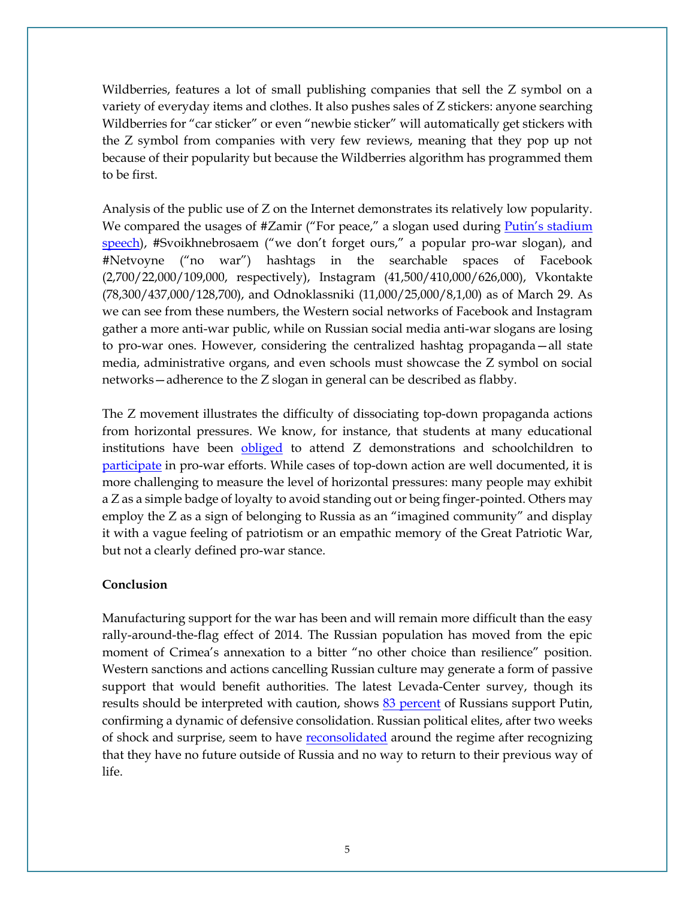Wildberries, features a lot of small publishing companies that sell the Z symbol on a variety of everyday items and clothes. It also pushes sales of Z stickers: anyone searching Wildberries for "car sticker" or even "newbie sticker" will automatically get stickers with the Z symbol from companies with very few reviews, meaning that they pop up not because of their popularity but because the Wildberries algorithm has programmed them to be first.

Analysis of the public use of Z on the Internet demonstrates its relatively low popularity. We compared the usages of #Zamir ("For peace," a slogan used during Putin's stadium speech), #Svoikhnebrosaem ("we don't forget ours," a popular pro-war slogan), and #Netvoyne ("no war") hashtags in the searchable spaces of Facebook (2,700/22,000/109,000, respectively), Instagram (41,500/410,000/626,000), Vkontakte (78,300/437,000/128,700), and Odnoklassniki (11,000/25,000/8,1,00) as of March 29. As we can see from these numbers, the Western social networks of Facebook and Instagram gather a more anti-war public, while on Russian social media anti-war slogans are losing to pro-war ones. However, considering the centralized hashtag propaganda—all state media, administrative organs, and even schools must showcase the Z symbol on social networks—adherence to the Z slogan in general can be described as flabby.

The Z movement illustrates the difficulty of dissociating top-down propaganda actions from horizontal pressures. We know, for instance, that students at many educational institutions have been obliged to attend Z demonstrations and schoolchildren to participate in pro-war efforts. While cases of top-down action are well documented, it is more challenging to measure the level of horizontal pressures: many people may exhibit a Z as a simple badge of loyalty to avoid standing out or being finger-pointed. Others may employ the Z as a sign of belonging to Russia as an "imagined community" and display it with a vague feeling of patriotism or an empathic memory of the Great Patriotic War, but not a clearly defined pro-war stance.

**Conclusion**

Manufacturing support for the war has been and will remain more difficult than the easy rally-around-the-flag effect of 2014. The Russian population has moved from the epic moment of Crimea's annexation to a bitter "no other choice than resilience" position. Western sanctions and actions cancelling Russian culture may generate a form of passive support that would benefit authorities. The latest Levada-Center survey, though its results should be interpreted with caution, shows 83 percent of Russians support Putin, confirming a dynamic of defensive consolidation. Russian political elites, after two weeks of shock and surprise, seem to have reconsolidated around the regime after recognizing that they have no future outside of Russia and no way to return to their previous way of life.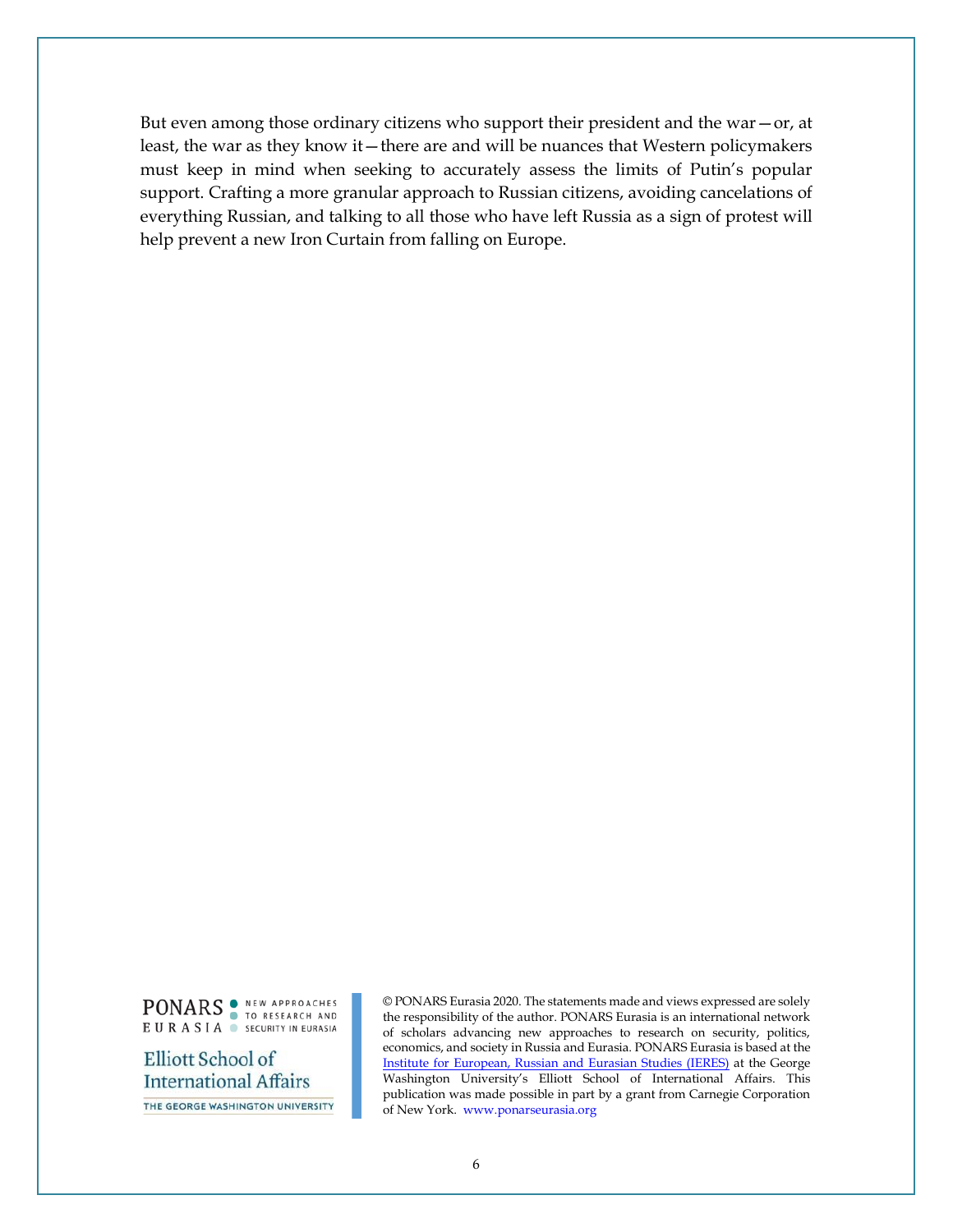But even among those ordinary citizens who support their president and the war—or, at least, the war as they know it—there are and will be nuances that Western policymakers must keep in mind when seeking to accurately assess the limits of Putin's popular support. Crafting a more granular approach to Russian citizens, avoiding cancelations of everything Russian, and talking to all those who have left Russia as a sign of protest will help prevent a new Iron Curtain from falling on Europe.

PONARS EURASIA NEW APPROACHES TO RESEARCH AND SECURITY IN EURASIA

Elliott School of International Affairs

THE GEORGE WASHINGTON UNIVERSITY

© PONARS Eurasia 2020. The statements made and views expressed are solely the responsibility of the author. PONARS Eurasia is an international network of scholars advancing new approaches to research on security, politics, economics, and society in Russia and Eurasia. PONARS Eurasia is based at the Institute for European, Russian and Eurasian Studies (IERES) at the George Washington University's Elliott School of International Affairs. This publication was made possible in part by a grant from Carnegie Corporation of New York. www.ponarseurasia.org